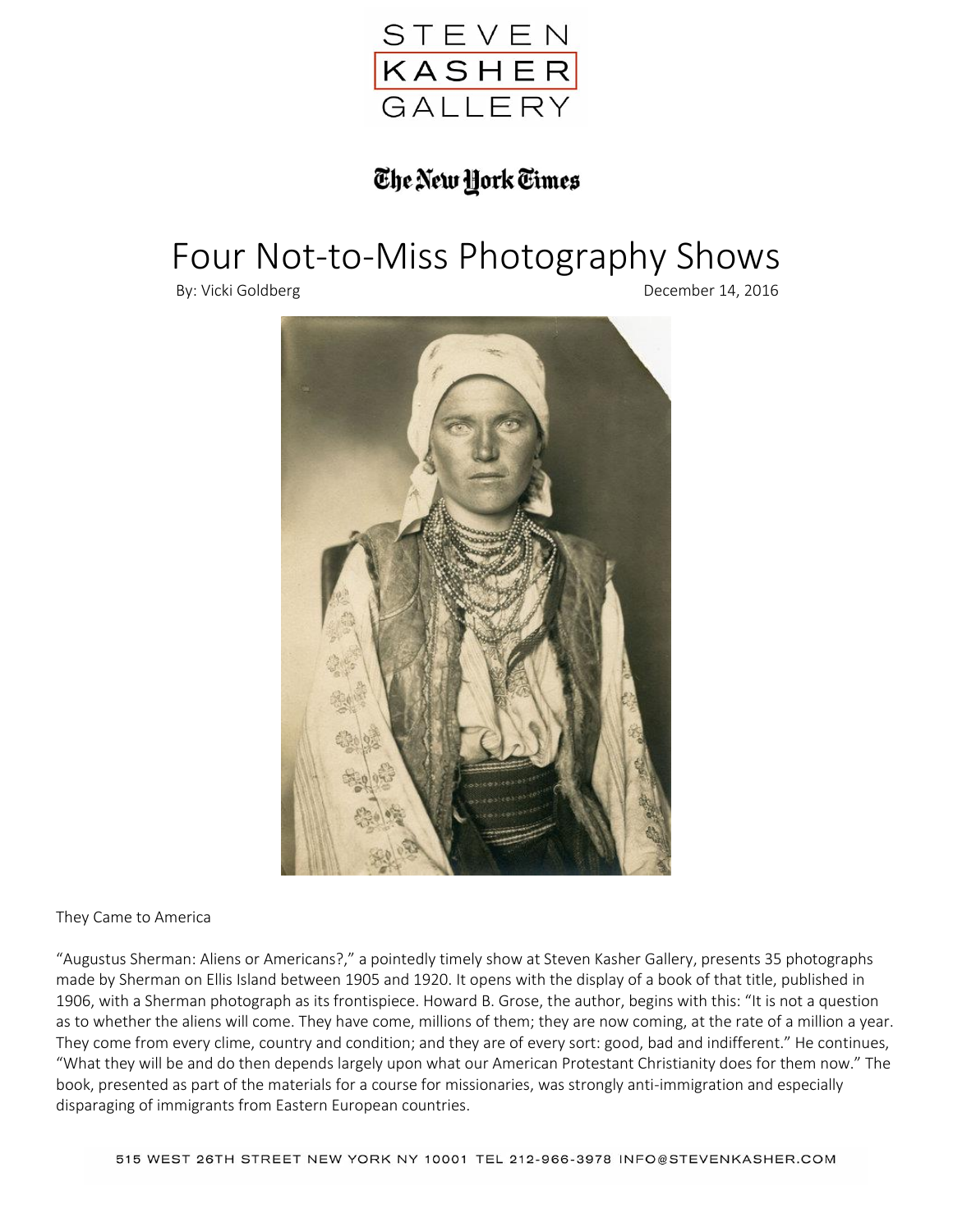STEVEN KASHER GALLERY

The New York Times

# Four Not-to-Miss Photography Shows

By: Vicki Goldberg

December 14, 2016

They Came to America

"Augustus Sherman: Aliens or Americans?," a pointedly timely show at Steven Kasher Gallery, presents 35 photographs made by Sherman on Ellis Island between 1905 and 1920. It opens with the display of a book of that title, published in 1906, with a Sherman photograph as its frontispiece. Howard B. Grose, the author, begins with this: "It is not a question as to whether the aliens will come. They have come, millions of them; they are now coming, at the rate of a million a year. They come from every clime, country and condition; and they are of every sort: good, bad and indifferent." He continues, "What they will be and do then depends largely upon what our American Protestant Christianity does for them now." The book, presented as part of the materials for a course for missionaries, was strongly anti-immigration and especially disparaging of immigrants from Eastern European countries.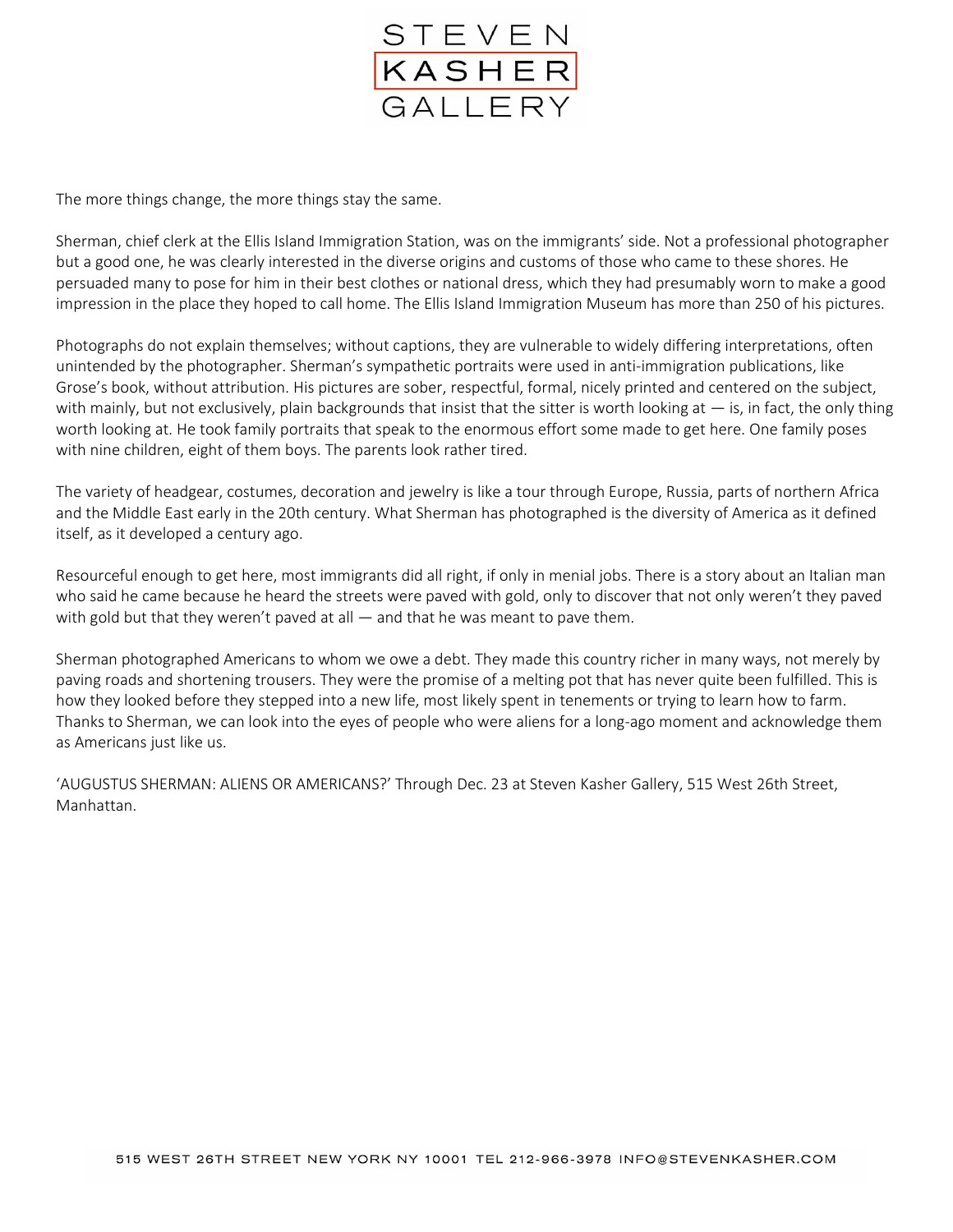The more things change, the more things stay the same.

Sherman, chief clerk at the Ellis Island Immigration Station, was on the immigrants' side. Not a professional photographer but a good one, he was clearly interested in the diverse origins and customs of those who came to these shores. He persuaded many to pose for him in their best clothes or national dress, which they had presumably worn to make a good impression in the place they hoped to call home. The Ellis Island Immigration Museum has more than 250 of his pictures.

Photographs do not explain themselves; without captions, they are vulnerable to widely differing interpretations, often unintended by the photographer. Sherman's sympathetic portraits were used in anti-immigration publications, like Grose's book, without attribution. His pictures are sober, respectful, formal, nicely printed and centered on the subject, with mainly, but not exclusively, plain backgrounds that insist that the sitter is worth looking at — is, in fact, the only thing worth looking at. He took family portraits that speak to the enormous effort some made to get here. One family poses with nine children, eight of them boys. The parents look rather tired.

The variety of headgear, costumes, decoration and jewelry is like a tour through Europe, Russia, parts of northern Africa and the Middle East early in the 20th century. What Sherman has photographed is the diversity of America as it defined itself, as it developed a century ago.

Resourceful enough to get here, most immigrants did all right, if only in menial jobs. There is a story about an Italian man who said he came because he heard the streets were paved with gold, only to discover that not only weren't they paved with gold but that they weren't paved at all — and that he was meant to pave them.

Sherman photographed Americans to whom we owe a debt. They made this country richer in many ways, not merely by paving roads and shortening trousers. They were the promise of a melting pot that has never quite been fulfilled. This is how they looked before they stepped into a new life, most likely spent in tenements or trying to learn how to farm. Thanks to Sherman, we can look into the eyes of people who were aliens for a long-ago moment and acknowledge them as Americans just like us.

'AUGUSTUS SHERMAN: ALIENS OR AMERICANS?' Through Dec. 23 at Steven Kasher Gallery, 515 West 26th Street, Manhattan.